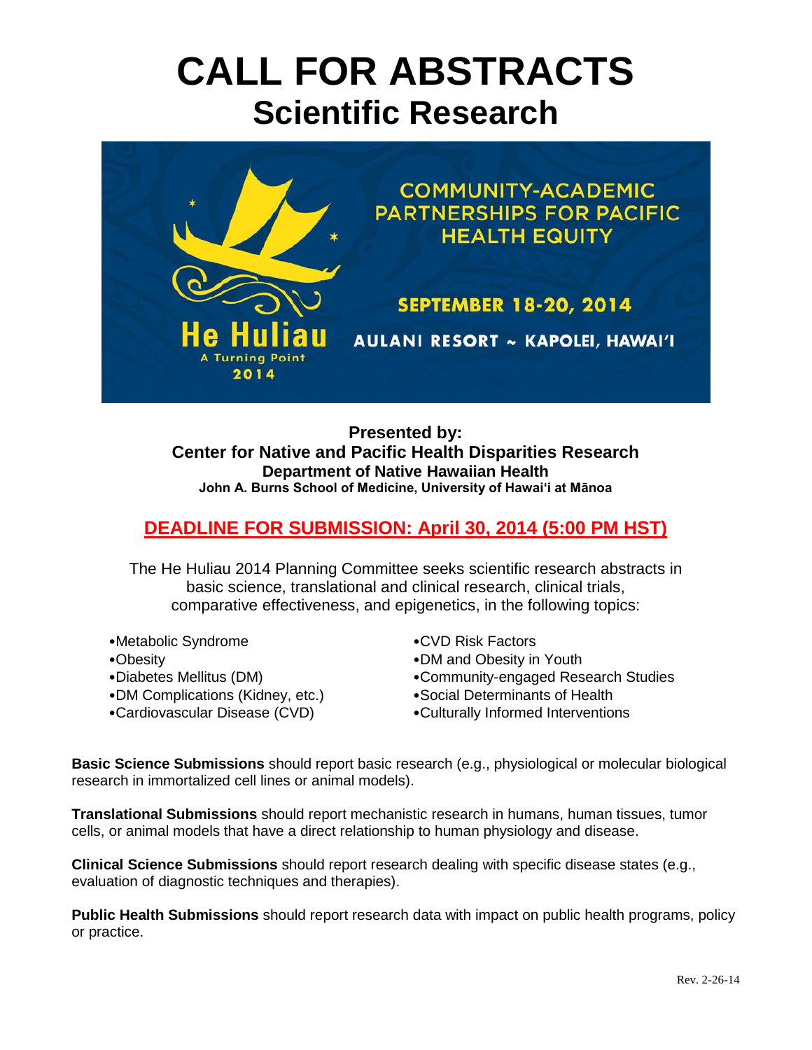# CALL FOR ABSTRACTS
## Scientific Research

COMMUNITY-ACADEMIC PARTNERSHIPS FOR PACIFIC HEALTH EQUITY

SEPTEMBER 18-20, 2014

AULANI RESORT ~ KAPOLEI, HAWAI'I

He Huliau
A Turning Point
2014

**Presented by:**
**Center for Native and Pacific Health Disparities Research**
**Department of Native Hawaiian Health**
**John A. Burns School of Medicine, University of Hawai'i at Mānoa**

**DEADLINE FOR SUBMISSION: April 30, 2014 (5:00 PM HST)**

The He Huliau 2014 Planning Committee seeks scientific research abstracts in basic science, translational and clinical research, clinical trials, comparative effectiveness, and epigenetics, in the following topics:

- Metabolic Syndrome
- Obesity
- Diabetes Mellitus (DM)
- DM Complications (Kidney, etc.)
- Cardiovascular Disease (CVD)
- CVD Risk Factors
- DM and Obesity in Youth
- Community-engaged Research Studies
- Social Determinants of Health
- Culturally Informed Interventions

**Basic Science Submissions** should report basic research (e.g., physiological or molecular biological research in immortalized cell lines or animal models).

**Translational Submissions** should report mechanistic research in humans, human tissues, tumor cells, or animal models that have a direct relationship to human physiology and disease.

**Clinical Science Submissions** should report research dealing with specific disease states (e.g., evaluation of diagnostic techniques and therapies).

**Public Health Submissions** should report research data with impact on public health programs, policy or practice.

Rev. 2-26-14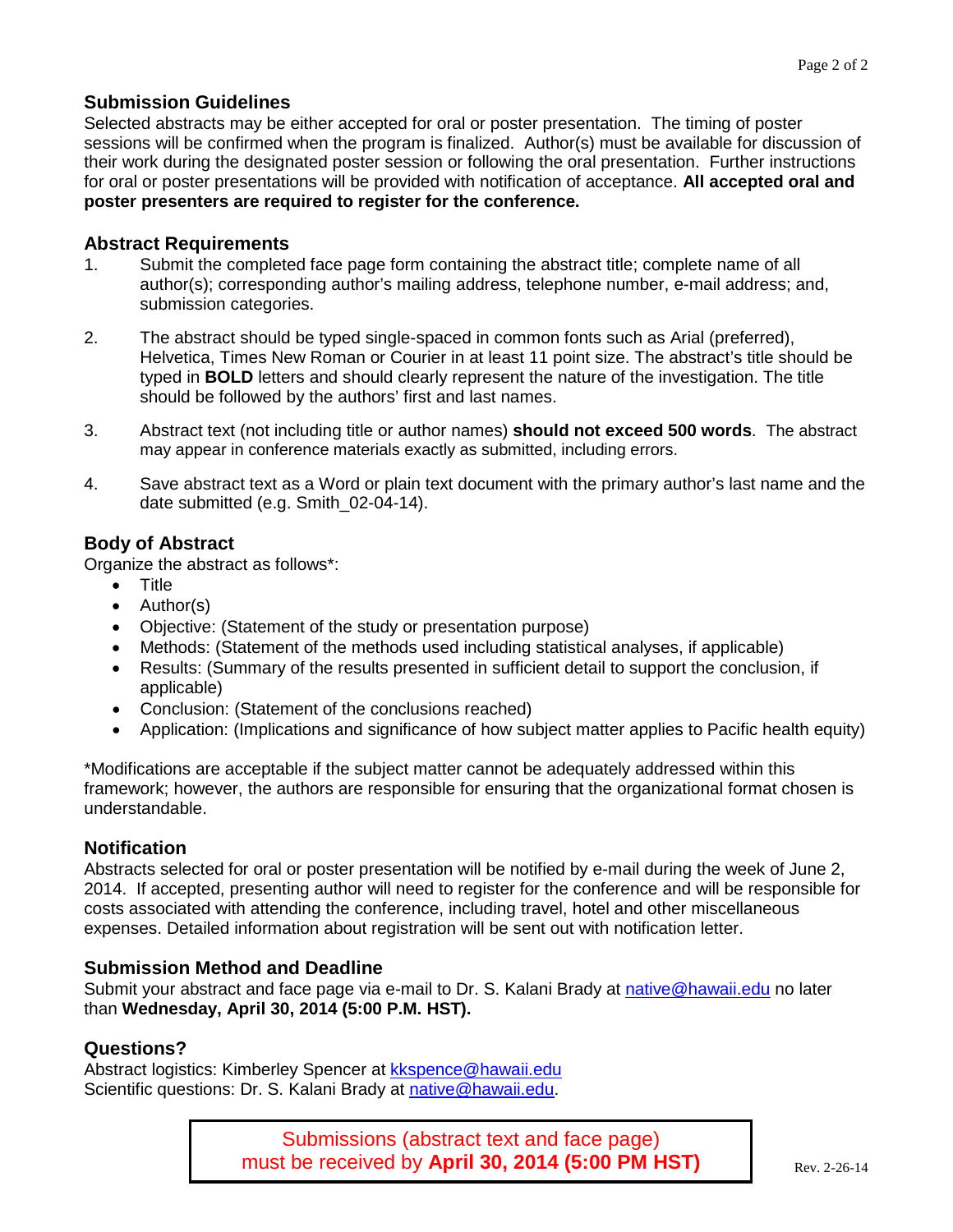## Submission Guidelines

Selected abstracts may be either accepted for oral or poster presentation. The timing of poster sessions will be confirmed when the program is finalized. Author(s) must be available for discussion of their work during the designated poster session or following the oral presentation. Further instructions for oral or poster presentations will be provided with notification of acceptance. **All accepted oral and poster presenters are required to register for the conference.**

## Abstract Requirements

1. Submit the completed face page form containing the abstract title; complete name of all author(s); corresponding author's mailing address, telephone number, e-mail address; and, submission categories.

2. The abstract should be typed single-spaced in common fonts such as Arial (preferred), Helvetica, Times New Roman or Courier in at least 11 point size. The abstract's title should be typed in **BOLD** letters and should clearly represent the nature of the investigation. The title should be followed by the authors' first and last names.

3. Abstract text (not including title or author names) **should not exceed 500 words**. The abstract may appear in conference materials exactly as submitted, including errors.

4. Save abstract text as a Word or plain text document with the primary author's last name and the date submitted (e.g. Smith_02-04-14).

## Body of Abstract

Organize the abstract as follows*:

- Title
- Author(s)
- Objective: (Statement of the study or presentation purpose)
- Methods: (Statement of the methods used including statistical analyses, if applicable)
- Results: (Summary of the results presented in sufficient detail to support the conclusion, if applicable)
- Conclusion: (Statement of the conclusions reached)
- Application: (Implications and significance of how subject matter applies to Pacific health equity)

*Modifications are acceptable if the subject matter cannot be adequately addressed within this framework; however, the authors are responsible for ensuring that the organizational format chosen is understandable.

## Notification

Abstracts selected for oral or poster presentation will be notified by e-mail during the week of June 2, 2014. If accepted, presenting author will need to register for the conference and will be responsible for costs associated with attending the conference, including travel, hotel and other miscellaneous expenses. Detailed information about registration will be sent out with notification letter.

## Submission Method and Deadline

Submit your abstract and face page via e-mail to Dr. S. Kalani Brady at native@hawaii.edu no later than **Wednesday, April 30, 2014 (5:00 P.M. HST).**

## Questions?

Abstract logistics: Kimberley Spencer at kkspence@hawaii.edu
Scientific questions: Dr. S. Kalani Brady at native@hawaii.edu.

Submissions (abstract text and face page) must be received by **April 30, 2014 (5:00 PM HST)**

Rev. 2-26-14